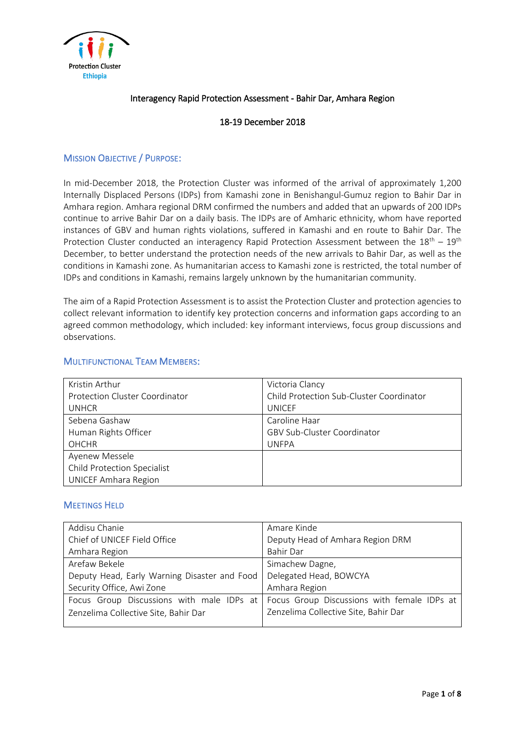Protection Cluster
Ethiopia

# Interagency Rapid Protection Assessment - Bahir Dar, Amhara Region

18-19 December 2018

## Mission Objective / Purpose:

In mid-December 2018, the Protection Cluster was informed of the arrival of approximately 1,200 Internally Displaced Persons (IDPs) from Kamashi zone in Benishangul-Gumuz region to Bahir Dar in Amhara region. Amhara regional DRM confirmed the numbers and added that an upwards of 200 IDPs continue to arrive Bahir Dar on a daily basis. The IDPs are of Amharic ethnicity, whom have reported instances of GBV and human rights violations, suffered in Kamashi and en route to Bahir Dar. The Protection Cluster conducted an interagency Rapid Protection Assessment between the 18th – 19th December, to better understand the protection needs of the new arrivals to Bahir Dar, as well as the conditions in Kamashi zone. As humanitarian access to Kamashi zone is restricted, the total number of IDPs and conditions in Kamashi, remains largely unknown by the humanitarian community.

The aim of a Rapid Protection Assessment is to assist the Protection Cluster and protection agencies to collect relevant information to identify key protection concerns and information gaps according to an agreed common methodology, which included: key informant interviews, focus group discussions and observations.

## Multifunctional Team Members:

| | |
|---|---|
| Kristin Arthur<br>Protection Cluster Coordinator<br>UNHCR | Victoria Clancy<br>Child Protection Sub-Cluster Coordinator<br>UNICEF |
| Sebena Gashaw<br>Human Rights Officer<br>OHCHR | Caroline Haar<br>GBV Sub-Cluster Coordinator<br>UNFPA |
| Ayenew Messele<br>Child Protection Specialist<br>UNICEF Amhara Region | |

## Meetings Held

| | |
|---|---|
| Addisu Chanie<br>Chief of UNICEF Field Office<br>Amhara Region | Amare Kinde<br>Deputy Head of Amhara Region DRM<br>Bahir Dar |
| Arefaw Bekele<br>Deputy Head, Early Warning Disaster and Food Security Office, Awi Zone | Simachew Dagne,<br>Delegated Head, BOWCYA<br>Amhara Region |
| Focus Group Discussions with male IDPs at Zenzelima Collective Site, Bahir Dar | Focus Group Discussions with female IDPs at Zenzelima Collective Site, Bahir Dar |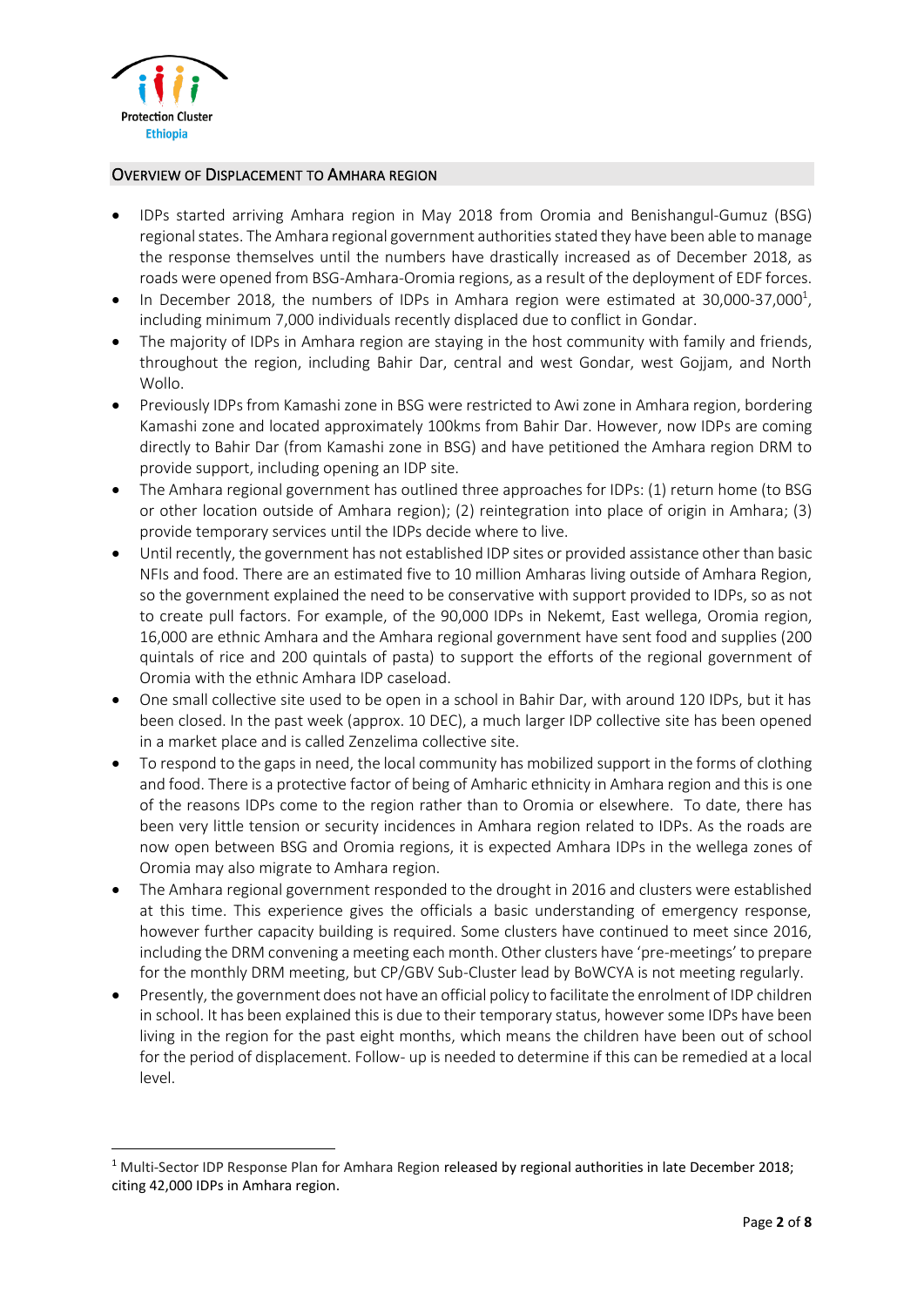## Overview of Displacement to Amhara region

- IDPs started arriving Amhara region in May 2018 from Oromia and Benishangul-Gumuz (BSG) regional states. The Amhara regional government authorities stated they have been able to manage the response themselves until the numbers have drastically increased as of December 2018, as roads were opened from BSG-Amhara-Oromia regions, as a result of the deployment of EDF forces.
- In December 2018, the numbers of IDPs in Amhara region were estimated at 30,000-37,000[1], including minimum 7,000 individuals recently displaced due to conflict in Gondar.
- The majority of IDPs in Amhara region are staying in the host community with family and friends, throughout the region, including Bahir Dar, central and west Gondar, west Gojjam, and North Wollo.
- Previously IDPs from Kamashi zone in BSG were restricted to Awi zone in Amhara region, bordering Kamashi zone and located approximately 100kms from Bahir Dar. However, now IDPs are coming directly to Bahir Dar (from Kamashi zone in BSG) and have petitioned the Amhara region DRM to provide support, including opening an IDP site.
- The Amhara regional government has outlined three approaches for IDPs: (1) return home (to BSG or other location outside of Amhara region); (2) reintegration into place of origin in Amhara; (3) provide temporary services until the IDPs decide where to live.
- Until recently, the government has not established IDP sites or provided assistance other than basic NFIs and food. There are an estimated five to 10 million Amharas living outside of Amhara Region, so the government explained the need to be conservative with support provided to IDPs, so as not to create pull factors. For example, of the 90,000 IDPs in Nekemt, East wellega, Oromia region, 16,000 are ethnic Amhara and the Amhara regional government have sent food and supplies (200 quintals of rice and 200 quintals of pasta) to support the efforts of the regional government of Oromia with the ethnic Amhara IDP caseload.
- One small collective site used to be open in a school in Bahir Dar, with around 120 IDPs, but it has been closed. In the past week (approx. 10 DEC), a much larger IDP collective site has been opened in a market place and is called Zenzelima collective site.
- To respond to the gaps in need, the local community has mobilized support in the forms of clothing and food. There is a protective factor of being of Amharic ethnicity in Amhara region and this is one of the reasons IDPs come to the region rather than to Oromia or elsewhere. To date, there has been very little tension or security incidences in Amhara region related to IDPs. As the roads are now open between BSG and Oromia regions, it is expected Amhara IDPs in the wellega zones of Oromia may also migrate to Amhara region.
- The Amhara regional government responded to the drought in 2016 and clusters were established at this time. This experience gives the officials a basic understanding of emergency response, however further capacity building is required. Some clusters have continued to meet since 2016, including the DRM convening a meeting each month. Other clusters have 'pre-meetings' to prepare for the monthly DRM meeting, but CP/GBV Sub-Cluster lead by BoWCYA is not meeting regularly.
- Presently, the government does not have an official policy to facilitate the enrolment of IDP children in school. It has been explained this is due to their temporary status, however some IDPs have been living in the region for the past eight months, which means the children have been out of school for the period of displacement. Follow- up is needed to determine if this can be remedied at a local level.

---

[1] Multi-Sector IDP Response Plan for Amhara Region released by regional authorities in late December 2018; citing 42,000 IDPs in Amhara region.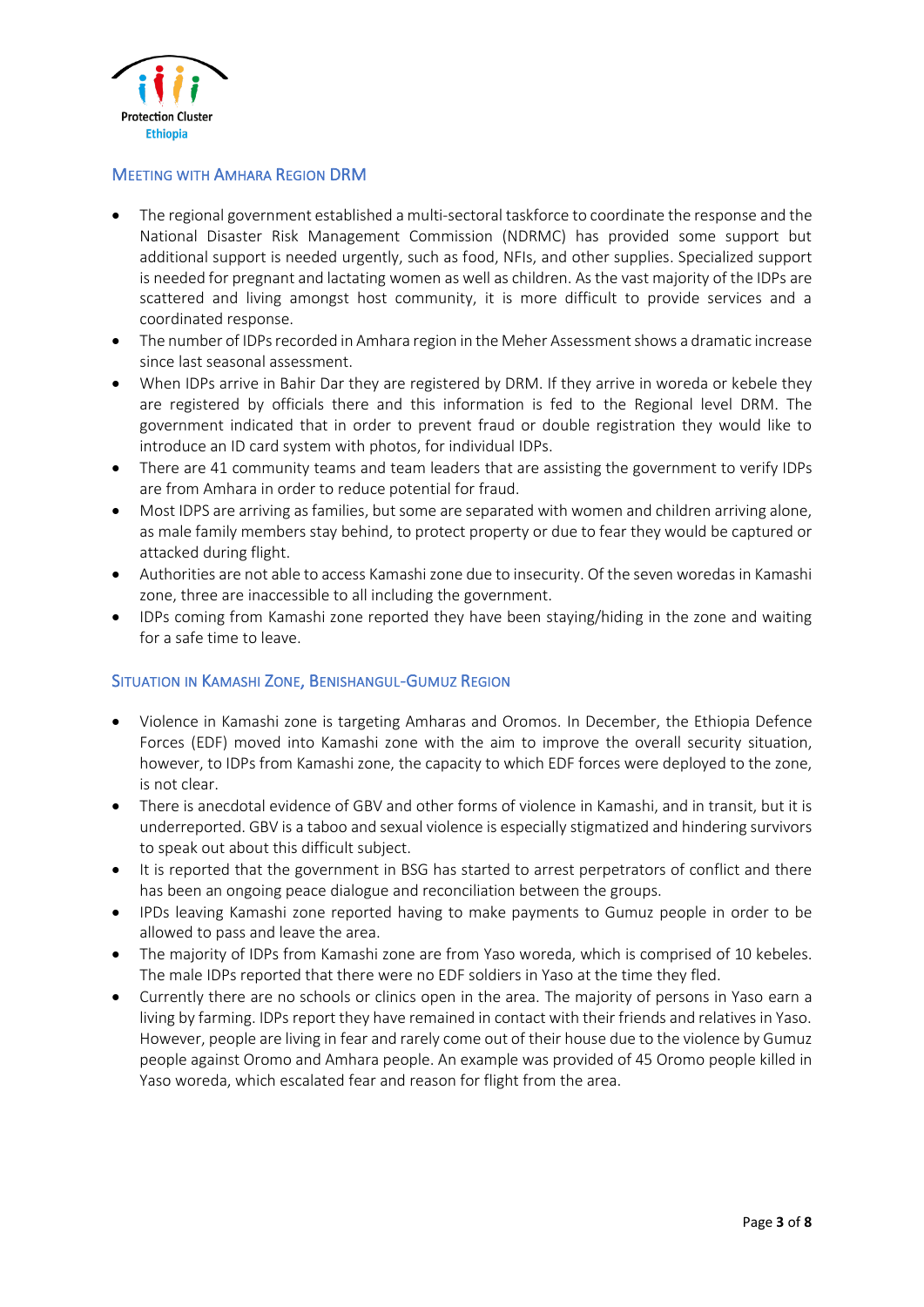## Meeting with Amhara Region DRM

- The regional government established a multi-sectoral taskforce to coordinate the response and the National Disaster Risk Management Commission (NDRMC) has provided some support but additional support is needed urgently, such as food, NFIs, and other supplies. Specialized support is needed for pregnant and lactating women as well as children. As the vast majority of the IDPs are scattered and living amongst host community, it is more difficult to provide services and a coordinated response.
- The number of IDPs recorded in Amhara region in the Meher Assessment shows a dramatic increase since last seasonal assessment.
- When IDPs arrive in Bahir Dar they are registered by DRM. If they arrive in woreda or kebele they are registered by officials there and this information is fed to the Regional level DRM. The government indicated that in order to prevent fraud or double registration they would like to introduce an ID card system with photos, for individual IDPs.
- There are 41 community teams and team leaders that are assisting the government to verify IDPs are from Amhara in order to reduce potential for fraud.
- Most IDPS are arriving as families, but some are separated with women and children arriving alone, as male family members stay behind, to protect property or due to fear they would be captured or attacked during flight.
- Authorities are not able to access Kamashi zone due to insecurity. Of the seven woredas in Kamashi zone, three are inaccessible to all including the government.
- IDPs coming from Kamashi zone reported they have been staying/hiding in the zone and waiting for a safe time to leave.

## Situation in Kamashi Zone, Benishangul-Gumuz Region

- Violence in Kamashi zone is targeting Amharas and Oromos. In December, the Ethiopia Defence Forces (EDF) moved into Kamashi zone with the aim to improve the overall security situation, however, to IDPs from Kamashi zone, the capacity to which EDF forces were deployed to the zone, is not clear.
- There is anecdotal evidence of GBV and other forms of violence in Kamashi, and in transit, but it is underreported. GBV is a taboo and sexual violence is especially stigmatized and hindering survivors to speak out about this difficult subject.
- It is reported that the government in BSG has started to arrest perpetrators of conflict and there has been an ongoing peace dialogue and reconciliation between the groups.
- IPDs leaving Kamashi zone reported having to make payments to Gumuz people in order to be allowed to pass and leave the area.
- The majority of IDPs from Kamashi zone are from Yaso woreda, which is comprised of 10 kebeles. The male IDPs reported that there were no EDF soldiers in Yaso at the time they fled.
- Currently there are no schools or clinics open in the area. The majority of persons in Yaso earn a living by farming. IDPs report they have remained in contact with their friends and relatives in Yaso. However, people are living in fear and rarely come out of their house due to the violence by Gumuz people against Oromo and Amhara people. An example was provided of 45 Oromo people killed in Yaso woreda, which escalated fear and reason for flight from the area.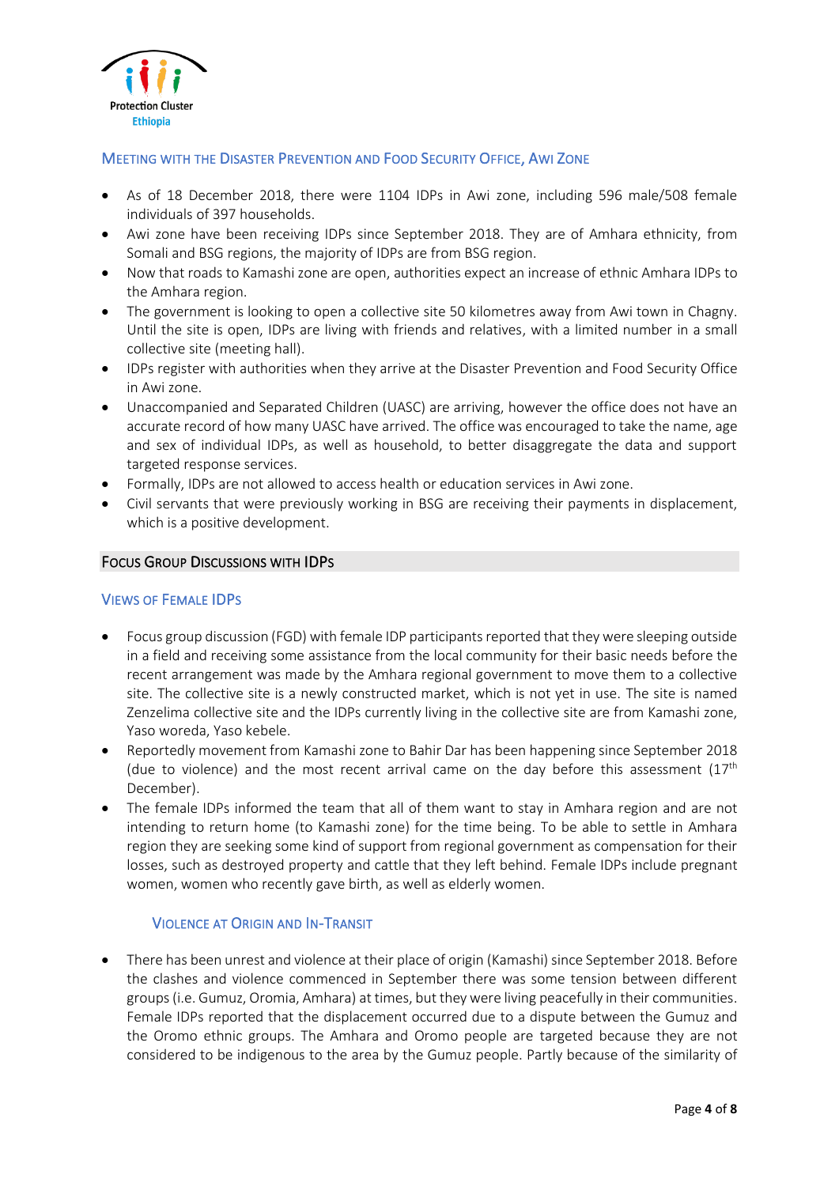## Meeting with the Disaster Prevention and Food Security Office, Awi Zone

- As of 18 December 2018, there were 1104 IDPs in Awi zone, including 596 male/508 female individuals of 397 households.
- Awi zone have been receiving IDPs since September 2018. They are of Amhara ethnicity, from Somali and BSG regions, the majority of IDPs are from BSG region.
- Now that roads to Kamashi zone are open, authorities expect an increase of ethnic Amhara IDPs to the Amhara region.
- The government is looking to open a collective site 50 kilometres away from Awi town in Chagny. Until the site is open, IDPs are living with friends and relatives, with a limited number in a small collective site (meeting hall).
- IDPs register with authorities when they arrive at the Disaster Prevention and Food Security Office in Awi zone.
- Unaccompanied and Separated Children (UASC) are arriving, however the office does not have an accurate record of how many UASC have arrived. The office was encouraged to take the name, age and sex of individual IDPs, as well as household, to better disaggregate the data and support targeted response services.
- Formally, IDPs are not allowed to access health or education services in Awi zone.
- Civil servants that were previously working in BSG are receiving their payments in displacement, which is a positive development.

## Focus Group Discussions with IDPs

### Views of Female IDPs

- Focus group discussion (FGD) with female IDP participants reported that they were sleeping outside in a field and receiving some assistance from the local community for their basic needs before the recent arrangement was made by the Amhara regional government to move them to a collective site. The collective site is a newly constructed market, which is not yet in use. The site is named Zenzelima collective site and the IDPs currently living in the collective site are from Kamashi zone, Yaso woreda, Yaso kebele.
- Reportedly movement from Kamashi zone to Bahir Dar has been happening since September 2018 (due to violence) and the most recent arrival came on the day before this assessment (17th December).
- The female IDPs informed the team that all of them want to stay in Amhara region and are not intending to return home (to Kamashi zone) for the time being. To be able to settle in Amhara region they are seeking some kind of support from regional government as compensation for their losses, such as destroyed property and cattle that they left behind. Female IDPs include pregnant women, women who recently gave birth, as well as elderly women.

#### Violence at Origin and In-Transit

- There has been unrest and violence at their place of origin (Kamashi) since September 2018. Before the clashes and violence commenced in September there was some tension between different groups (i.e. Gumuz, Oromia, Amhara) at times, but they were living peacefully in their communities. Female IDPs reported that the displacement occurred due to a dispute between the Gumuz and the Oromo ethnic groups. The Amhara and Oromo people are targeted because they are not considered to be indigenous to the area by the Gumuz people. Partly because of the similarity of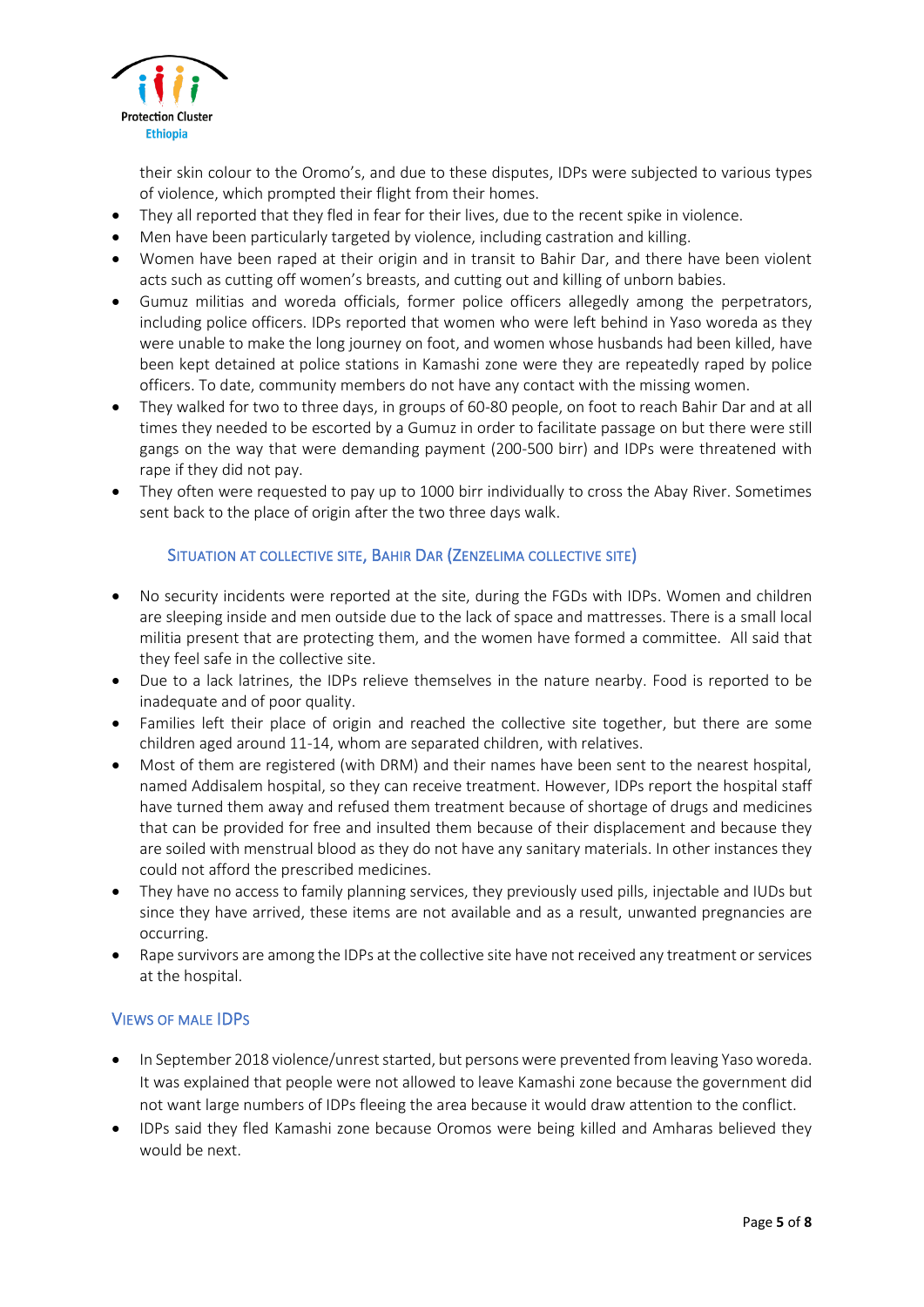their skin colour to the Oromo's, and due to these disputes, IDPs were subjected to various types of violence, which prompted their flight from their homes.

- They all reported that they fled in fear for their lives, due to the recent spike in violence.
- Men have been particularly targeted by violence, including castration and killing.
- Women have been raped at their origin and in transit to Bahir Dar, and there have been violent acts such as cutting off women's breasts, and cutting out and killing of unborn babies.
- Gumuz militias and woreda officials, former police officers allegedly among the perpetrators, including police officers. IDPs reported that women who were left behind in Yaso woreda as they were unable to make the long journey on foot, and women whose husbands had been killed, have been kept detained at police stations in Kamashi zone were they are repeatedly raped by police officers. To date, community members do not have any contact with the missing women.
- They walked for two to three days, in groups of 60-80 people, on foot to reach Bahir Dar and at all times they needed to be escorted by a Gumuz in order to facilitate passage on but there were still gangs on the way that were demanding payment (200-500 birr) and IDPs were threatened with rape if they did not pay.
- They often were requested to pay up to 1000 birr individually to cross the Abay River. Sometimes sent back to the place of origin after the two three days walk.

### Situation at collective site, Bahir Dar (Zenzelima collective site)

- No security incidents were reported at the site, during the FGDs with IDPs. Women and children are sleeping inside and men outside due to the lack of space and mattresses. There is a small local militia present that are protecting them, and the women have formed a committee. All said that they feel safe in the collective site.
- Due to a lack latrines, the IDPs relieve themselves in the nature nearby. Food is reported to be inadequate and of poor quality.
- Families left their place of origin and reached the collective site together, but there are some children aged around 11-14, whom are separated children, with relatives.
- Most of them are registered (with DRM) and their names have been sent to the nearest hospital, named Addisalem hospital, so they can receive treatment. However, IDPs report the hospital staff have turned them away and refused them treatment because of shortage of drugs and medicines that can be provided for free and insulted them because of their displacement and because they are soiled with menstrual blood as they do not have any sanitary materials. In other instances they could not afford the prescribed medicines.
- They have no access to family planning services, they previously used pills, injectable and IUDs but since they have arrived, these items are not available and as a result, unwanted pregnancies are occurring.
- Rape survivors are among the IDPs at the collective site have not received any treatment or services at the hospital.

## Views of male IDPs

- In September 2018 violence/unrest started, but persons were prevented from leaving Yaso woreda. It was explained that people were not allowed to leave Kamashi zone because the government did not want large numbers of IDPs fleeing the area because it would draw attention to the conflict.
- IDPs said they fled Kamashi zone because Oromos were being killed and Amharas believed they would be next.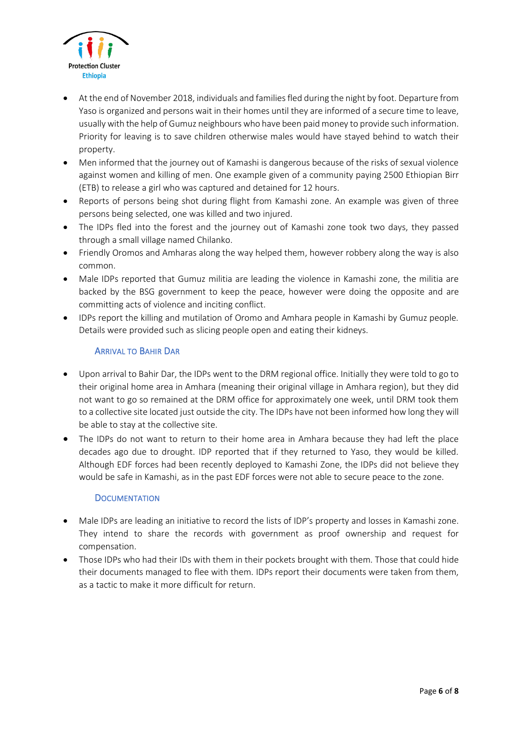- At the end of November 2018, individuals and families fled during the night by foot. Departure from Yaso is organized and persons wait in their homes until they are informed of a secure time to leave, usually with the help of Gumuz neighbours who have been paid money to provide such information. Priority for leaving is to save children otherwise males would have stayed behind to watch their property.
- Men informed that the journey out of Kamashi is dangerous because of the risks of sexual violence against women and killing of men. One example given of a community paying 2500 Ethiopian Birr (ETB) to release a girl who was captured and detained for 12 hours.
- Reports of persons being shot during flight from Kamashi zone. An example was given of three persons being selected, one was killed and two injured.
- The IDPs fled into the forest and the journey out of Kamashi zone took two days, they passed through a small village named Chilanko.
- Friendly Oromos and Amharas along the way helped them, however robbery along the way is also common.
- Male IDPs reported that Gumuz militia are leading the violence in Kamashi zone, the militia are backed by the BSG government to keep the peace, however were doing the opposite and are committing acts of violence and inciting conflict.
- IDPs report the killing and mutilation of Oromo and Amhara people in Kamashi by Gumuz people. Details were provided such as slicing people open and eating their kidneys.

### Arrival to Bahir Dar

- Upon arrival to Bahir Dar, the IDPs went to the DRM regional office. Initially they were told to go to their original home area in Amhara (meaning their original village in Amhara region), but they did not want to go so remained at the DRM office for approximately one week, until DRM took them to a collective site located just outside the city. The IDPs have not been informed how long they will be able to stay at the collective site.
- The IDPs do not want to return to their home area in Amhara because they had left the place decades ago due to drought. IDP reported that if they returned to Yaso, they would be killed. Although EDF forces had been recently deployed to Kamashi Zone, the IDPs did not believe they would be safe in Kamashi, as in the past EDF forces were not able to secure peace to the zone.

### Documentation

- Male IDPs are leading an initiative to record the lists of IDP's property and losses in Kamashi zone. They intend to share the records with government as proof ownership and request for compensation.
- Those IDPs who had their IDs with them in their pockets brought with them. Those that could hide their documents managed to flee with them. IDPs report their documents were taken from them, as a tactic to make it more difficult for return.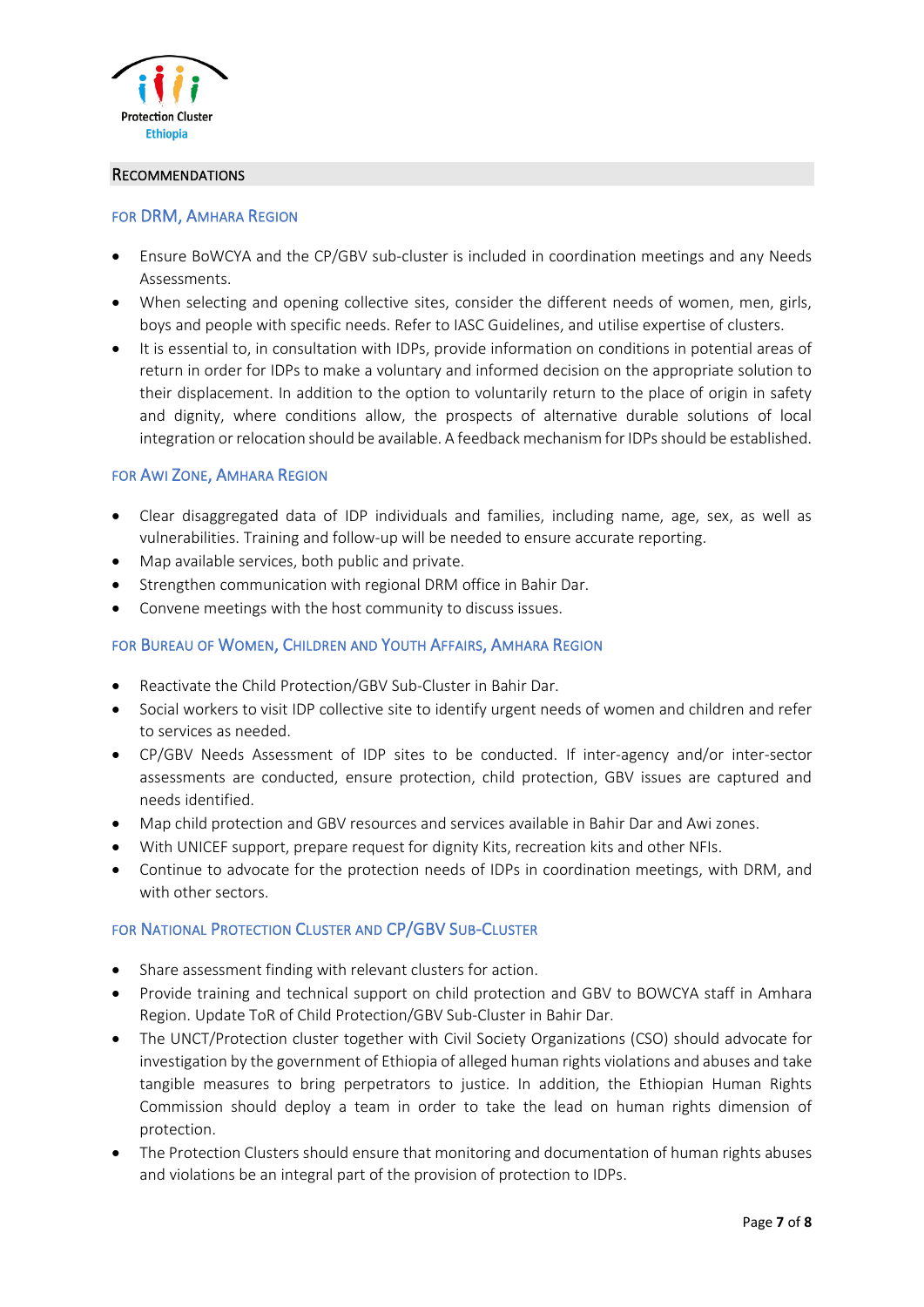## Recommendations

### For DRM, Amhara Region

- Ensure BoWCYA and the CP/GBV sub-cluster is included in coordination meetings and any Needs Assessments.
- When selecting and opening collective sites, consider the different needs of women, men, girls, boys and people with specific needs. Refer to IASC Guidelines, and utilise expertise of clusters.
- It is essential to, in consultation with IDPs, provide information on conditions in potential areas of return in order for IDPs to make a voluntary and informed decision on the appropriate solution to their displacement. In addition to the option to voluntarily return to the place of origin in safety and dignity, where conditions allow, the prospects of alternative durable solutions of local integration or relocation should be available. A feedback mechanism for IDPs should be established.

### For Awi Zone, Amhara Region

- Clear disaggregated data of IDP individuals and families, including name, age, sex, as well as vulnerabilities. Training and follow-up will be needed to ensure accurate reporting.
- Map available services, both public and private.
- Strengthen communication with regional DRM office in Bahir Dar.
- Convene meetings with the host community to discuss issues.

### For Bureau of Women, Children and Youth Affairs, Amhara Region

- Reactivate the Child Protection/GBV Sub-Cluster in Bahir Dar.
- Social workers to visit IDP collective site to identify urgent needs of women and children and refer to services as needed.
- CP/GBV Needs Assessment of IDP sites to be conducted. If inter-agency and/or inter-sector assessments are conducted, ensure protection, child protection, GBV issues are captured and needs identified.
- Map child protection and GBV resources and services available in Bahir Dar and Awi zones.
- With UNICEF support, prepare request for dignity Kits, recreation kits and other NFIs.
- Continue to advocate for the protection needs of IDPs in coordination meetings, with DRM, and with other sectors.

### For National Protection Cluster and CP/GBV Sub-Cluster

- Share assessment finding with relevant clusters for action.
- Provide training and technical support on child protection and GBV to BOWCYA staff in Amhara Region. Update ToR of Child Protection/GBV Sub-Cluster in Bahir Dar.
- The UNCT/Protection cluster together with Civil Society Organizations (CSO) should advocate for investigation by the government of Ethiopia of alleged human rights violations and abuses and take tangible measures to bring perpetrators to justice. In addition, the Ethiopian Human Rights Commission should deploy a team in order to take the lead on human rights dimension of protection.
- The Protection Clusters should ensure that monitoring and documentation of human rights abuses and violations be an integral part of the provision of protection to IDPs.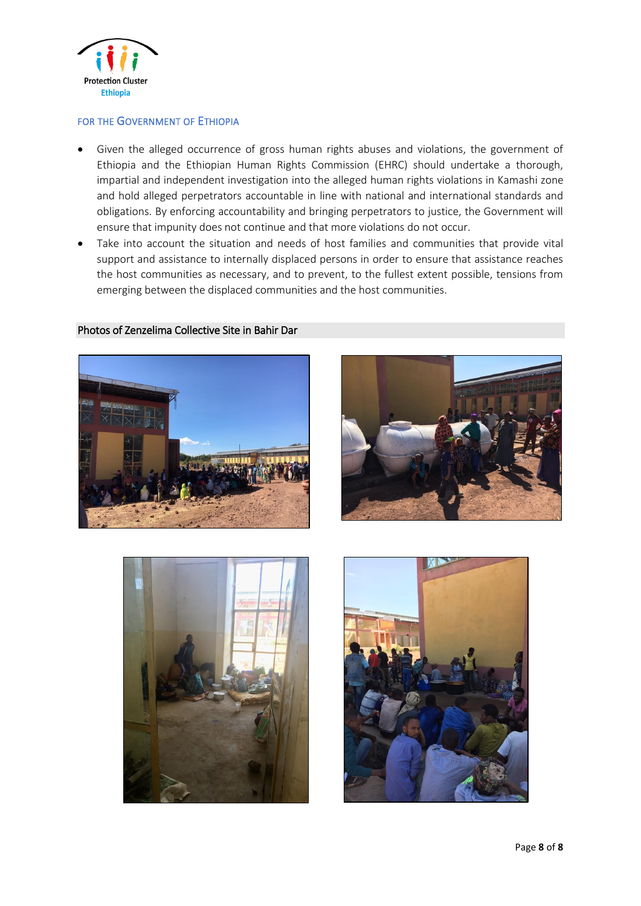### For the Government of Ethiopia

- Given the alleged occurrence of gross human rights abuses and violations, the government of Ethiopia and the Ethiopian Human Rights Commission (EHRC) should undertake a thorough, impartial and independent investigation into the alleged human rights violations in Kamashi zone and hold alleged perpetrators accountable in line with national and international standards and obligations. By enforcing accountability and bringing perpetrators to justice, the Government will ensure that impunity does not continue and that more violations do not occur.
- Take into account the situation and needs of host families and communities that provide vital support and assistance to internally displaced persons in order to ensure that assistance reaches the host communities as necessary, and to prevent, to the fullest extent possible, tensions from emerging between the displaced communities and the host communities.

### Photos of Zenzelima Collective Site in Bahir Dar